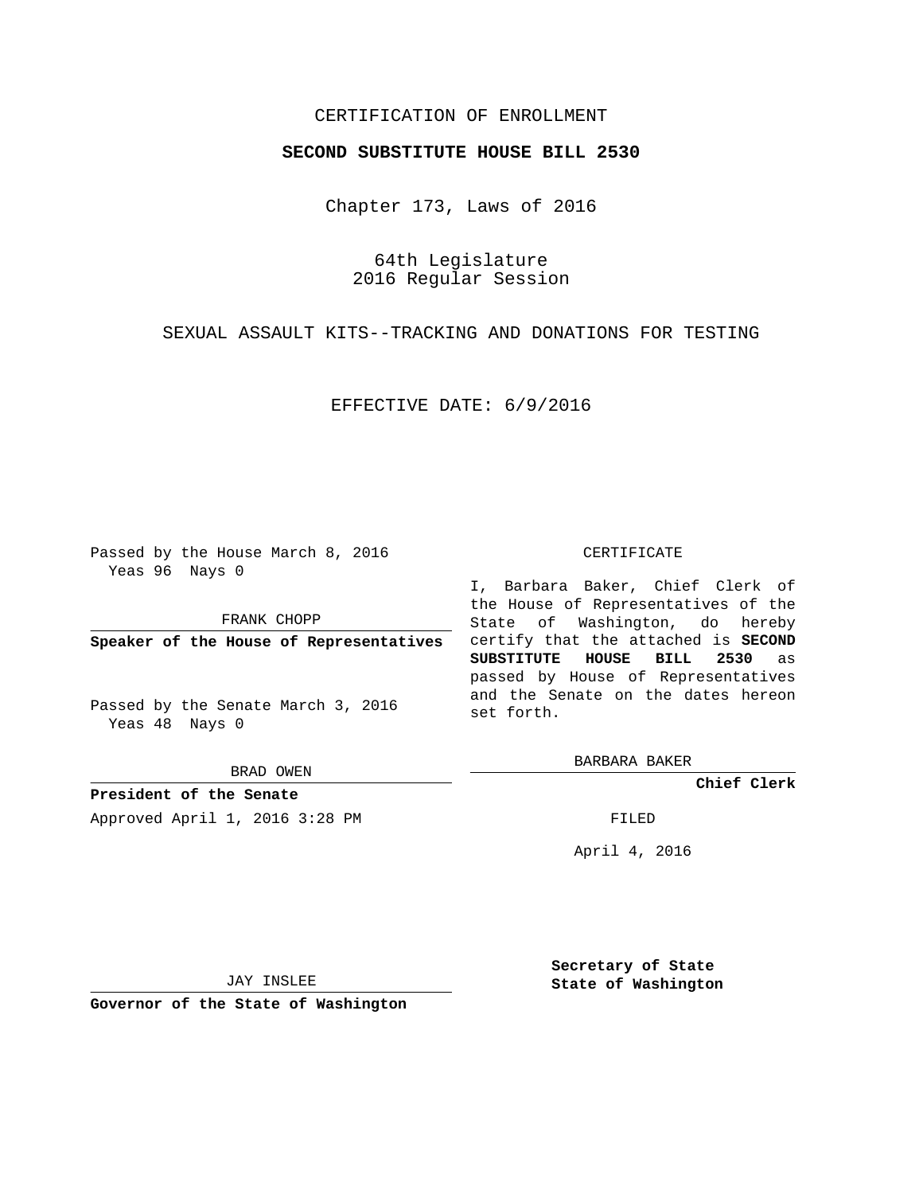CERTIFICATION OF ENROLLMENT

**SECOND SUBSTITUTE HOUSE BILL 2530**

Chapter 173, Laws of 2016

64th Legislature
2016 Regular Session

SEXUAL ASSAULT KITS--TRACKING AND DONATIONS FOR TESTING

EFFECTIVE DATE: 6/9/2016

Passed by the House March 8, 2016
Yeas 96 Nays 0

FRANK CHOPP

**Speaker of the House of Representatives**

Passed by the Senate March 3, 2016
Yeas 48 Nays 0

BRAD OWEN

**President of the Senate**

Approved April 1, 2016 3:28 PM

JAY INSLEE

**Governor of the State of Washington**

CERTIFICATE

I, Barbara Baker, Chief Clerk of the House of Representatives of the State of Washington, do hereby certify that the attached is **SECOND SUBSTITUTE HOUSE BILL 2530** as passed by House of Representatives and the Senate on the dates hereon set forth.

BARBARA BAKER

**Chief Clerk**

FILED

April 4, 2016

**Secretary of State**
**State of Washington**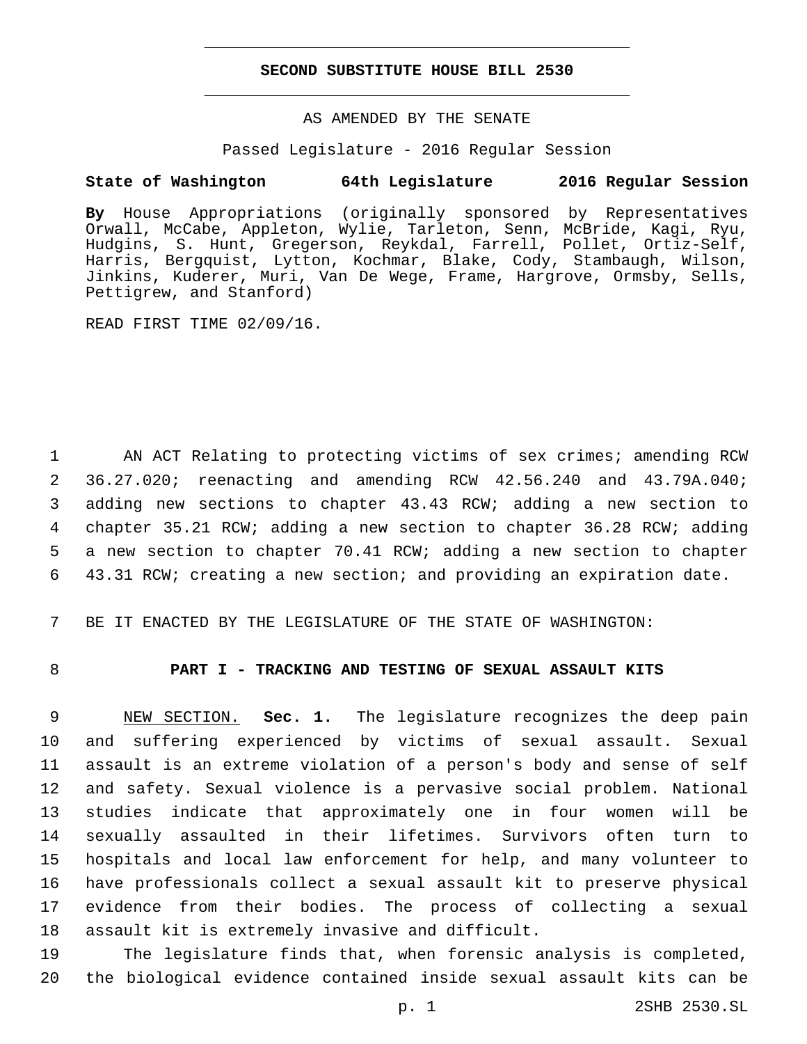# SECOND SUBSTITUTE HOUSE BILL 2530

AS AMENDED BY THE SENATE

Passed Legislature - 2016 Regular Session

**State of Washington 64th Legislature 2016 Regular Session**

**By** House Appropriations (originally sponsored by Representatives Orwall, McCabe, Appleton, Wylie, Tarleton, Senn, McBride, Kagi, Ryu, Hudgins, S. Hunt, Gregerson, Reykdal, Farrell, Pollet, Ortiz-Self, Harris, Bergquist, Lytton, Kochmar, Blake, Cody, Stambaugh, Wilson, Jinkins, Kuderer, Muri, Van De Wege, Frame, Hargrove, Ormsby, Sells, Pettigrew, and Stanford)

READ FIRST TIME 02/09/16.

AN ACT Relating to protecting victims of sex crimes; amending RCW 36.27.020; reenacting and amending RCW 42.56.240 and 43.79A.040; adding new sections to chapter 43.43 RCW; adding a new section to chapter 35.21 RCW; adding a new section to chapter 36.28 RCW; adding a new section to chapter 70.41 RCW; adding a new section to chapter 43.31 RCW; creating a new section; and providing an expiration date.

BE IT ENACTED BY THE LEGISLATURE OF THE STATE OF WASHINGTON:

## PART I - TRACKING AND TESTING OF SEXUAL ASSAULT KITS

NEW SECTION. **Sec. 1.** The legislature recognizes the deep pain and suffering experienced by victims of sexual assault. Sexual assault is an extreme violation of a person's body and sense of self and safety. Sexual violence is a pervasive social problem. National studies indicate that approximately one in four women will be sexually assaulted in their lifetimes. Survivors often turn to hospitals and local law enforcement for help, and many volunteer to have professionals collect a sexual assault kit to preserve physical evidence from their bodies. The process of collecting a sexual assault kit is extremely invasive and difficult.

The legislature finds that, when forensic analysis is completed, the biological evidence contained inside sexual assault kits can be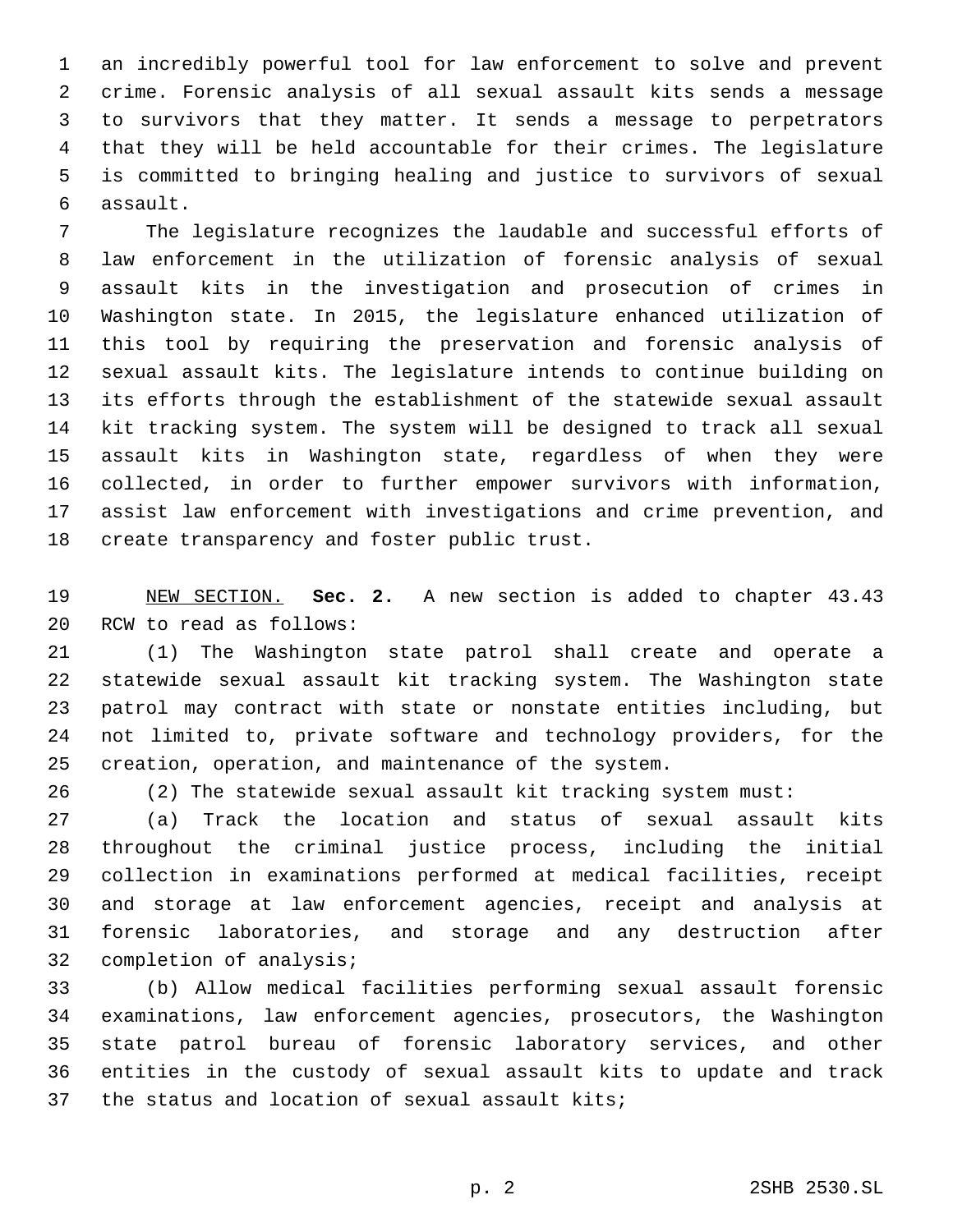an incredibly powerful tool for law enforcement to solve and prevent crime. Forensic analysis of all sexual assault kits sends a message to survivors that they matter. It sends a message to perpetrators that they will be held accountable for their crimes. The legislature is committed to bringing healing and justice to survivors of sexual assault.

The legislature recognizes the laudable and successful efforts of law enforcement in the utilization of forensic analysis of sexual assault kits in the investigation and prosecution of crimes in Washington state. In 2015, the legislature enhanced utilization of this tool by requiring the preservation and forensic analysis of sexual assault kits. The legislature intends to continue building on its efforts through the establishment of the statewide sexual assault kit tracking system. The system will be designed to track all sexual assault kits in Washington state, regardless of when they were collected, in order to further empower survivors with information, assist law enforcement with investigations and crime prevention, and create transparency and foster public trust.

NEW SECTION. **Sec. 2.** A new section is added to chapter 43.43 RCW to read as follows:

(1) The Washington state patrol shall create and operate a statewide sexual assault kit tracking system. The Washington state patrol may contract with state or nonstate entities including, but not limited to, private software and technology providers, for the creation, operation, and maintenance of the system.

(2) The statewide sexual assault kit tracking system must:

(a) Track the location and status of sexual assault kits throughout the criminal justice process, including the initial collection in examinations performed at medical facilities, receipt and storage at law enforcement agencies, receipt and analysis at forensic laboratories, and storage and any destruction after completion of analysis;

(b) Allow medical facilities performing sexual assault forensic examinations, law enforcement agencies, prosecutors, the Washington state patrol bureau of forensic laboratory services, and other entities in the custody of sexual assault kits to update and track the status and location of sexual assault kits;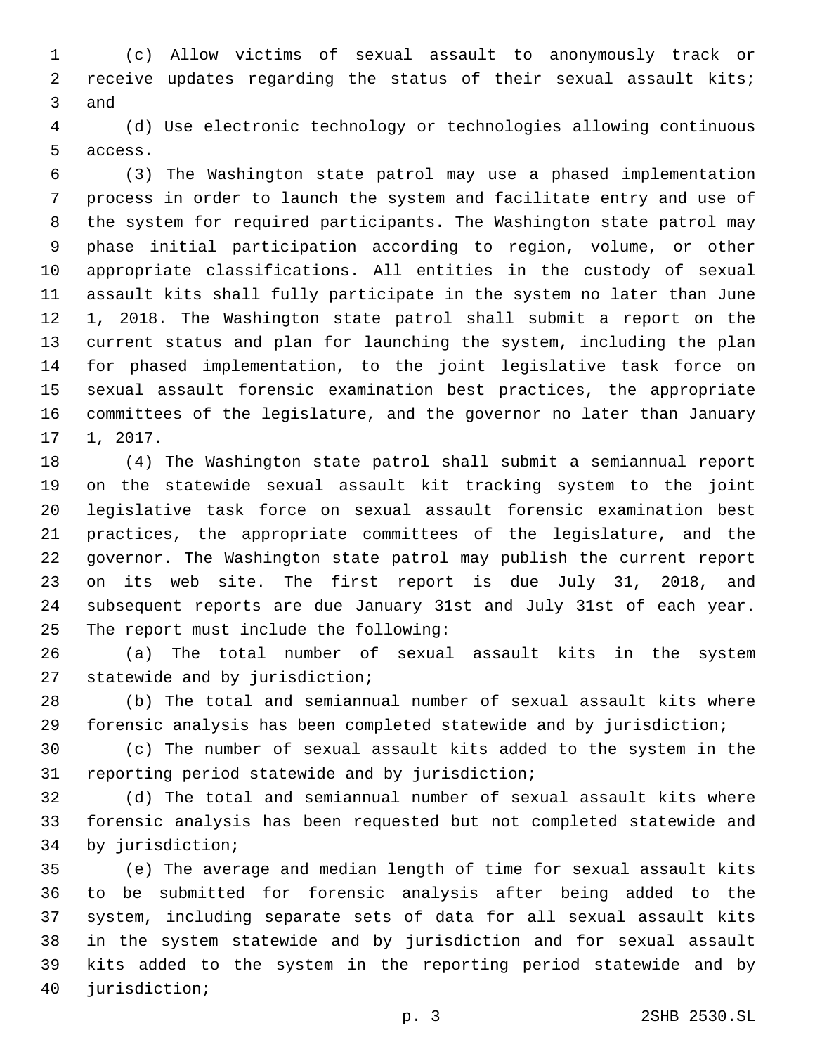(c) Allow victims of sexual assault to anonymously track or receive updates regarding the status of their sexual assault kits; and

(d) Use electronic technology or technologies allowing continuous access.

(3) The Washington state patrol may use a phased implementation process in order to launch the system and facilitate entry and use of the system for required participants. The Washington state patrol may phase initial participation according to region, volume, or other appropriate classifications. All entities in the custody of sexual assault kits shall fully participate in the system no later than June 1, 2018. The Washington state patrol shall submit a report on the current status and plan for launching the system, including the plan for phased implementation, to the joint legislative task force on sexual assault forensic examination best practices, the appropriate committees of the legislature, and the governor no later than January 1, 2017.

(4) The Washington state patrol shall submit a semiannual report on the statewide sexual assault kit tracking system to the joint legislative task force on sexual assault forensic examination best practices, the appropriate committees of the legislature, and the governor. The Washington state patrol may publish the current report on its web site. The first report is due July 31, 2018, and subsequent reports are due January 31st and July 31st of each year. The report must include the following:

(a) The total number of sexual assault kits in the system statewide and by jurisdiction;

(b) The total and semiannual number of sexual assault kits where forensic analysis has been completed statewide and by jurisdiction;

(c) The number of sexual assault kits added to the system in the reporting period statewide and by jurisdiction;

(d) The total and semiannual number of sexual assault kits where forensic analysis has been requested but not completed statewide and by jurisdiction;

(e) The average and median length of time for sexual assault kits to be submitted for forensic analysis after being added to the system, including separate sets of data for all sexual assault kits in the system statewide and by jurisdiction and for sexual assault kits added to the system in the reporting period statewide and by jurisdiction;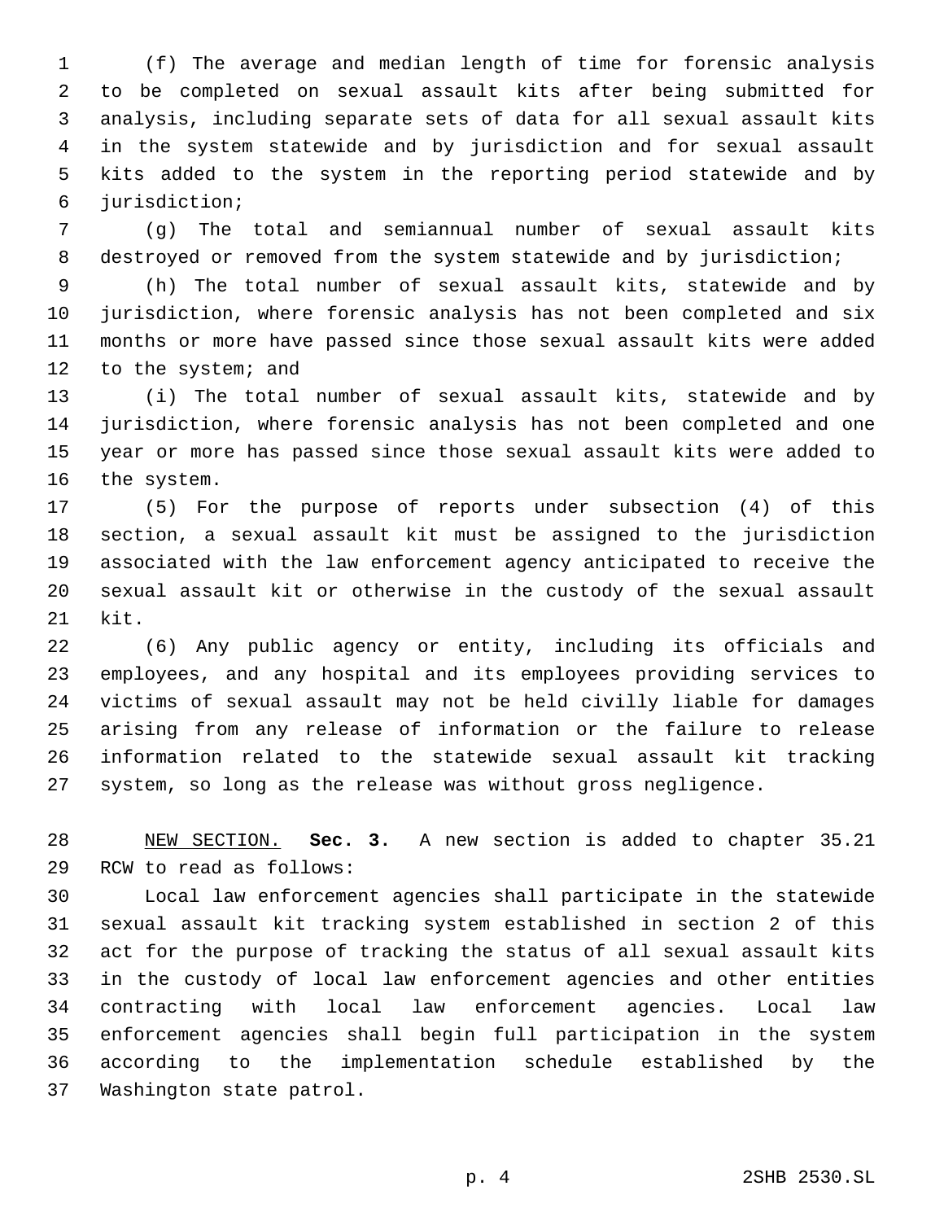(f) The average and median length of time for forensic analysis to be completed on sexual assault kits after being submitted for analysis, including separate sets of data for all sexual assault kits in the system statewide and by jurisdiction and for sexual assault kits added to the system in the reporting period statewide and by jurisdiction;

(g) The total and semiannual number of sexual assault kits destroyed or removed from the system statewide and by jurisdiction;

(h) The total number of sexual assault kits, statewide and by jurisdiction, where forensic analysis has not been completed and six months or more have passed since those sexual assault kits were added to the system; and

(i) The total number of sexual assault kits, statewide and by jurisdiction, where forensic analysis has not been completed and one year or more has passed since those sexual assault kits were added to the system.

(5) For the purpose of reports under subsection (4) of this section, a sexual assault kit must be assigned to the jurisdiction associated with the law enforcement agency anticipated to receive the sexual assault kit or otherwise in the custody of the sexual assault kit.

(6) Any public agency or entity, including its officials and employees, and any hospital and its employees providing services to victims of sexual assault may not be held civilly liable for damages arising from any release of information or the failure to release information related to the statewide sexual assault kit tracking system, so long as the release was without gross negligence.

NEW SECTION. **Sec. 3.** A new section is added to chapter 35.21 RCW to read as follows:

Local law enforcement agencies shall participate in the statewide sexual assault kit tracking system established in section 2 of this act for the purpose of tracking the status of all sexual assault kits in the custody of local law enforcement agencies and other entities contracting with local law enforcement agencies. Local law enforcement agencies shall begin full participation in the system according to the implementation schedule established by the Washington state patrol.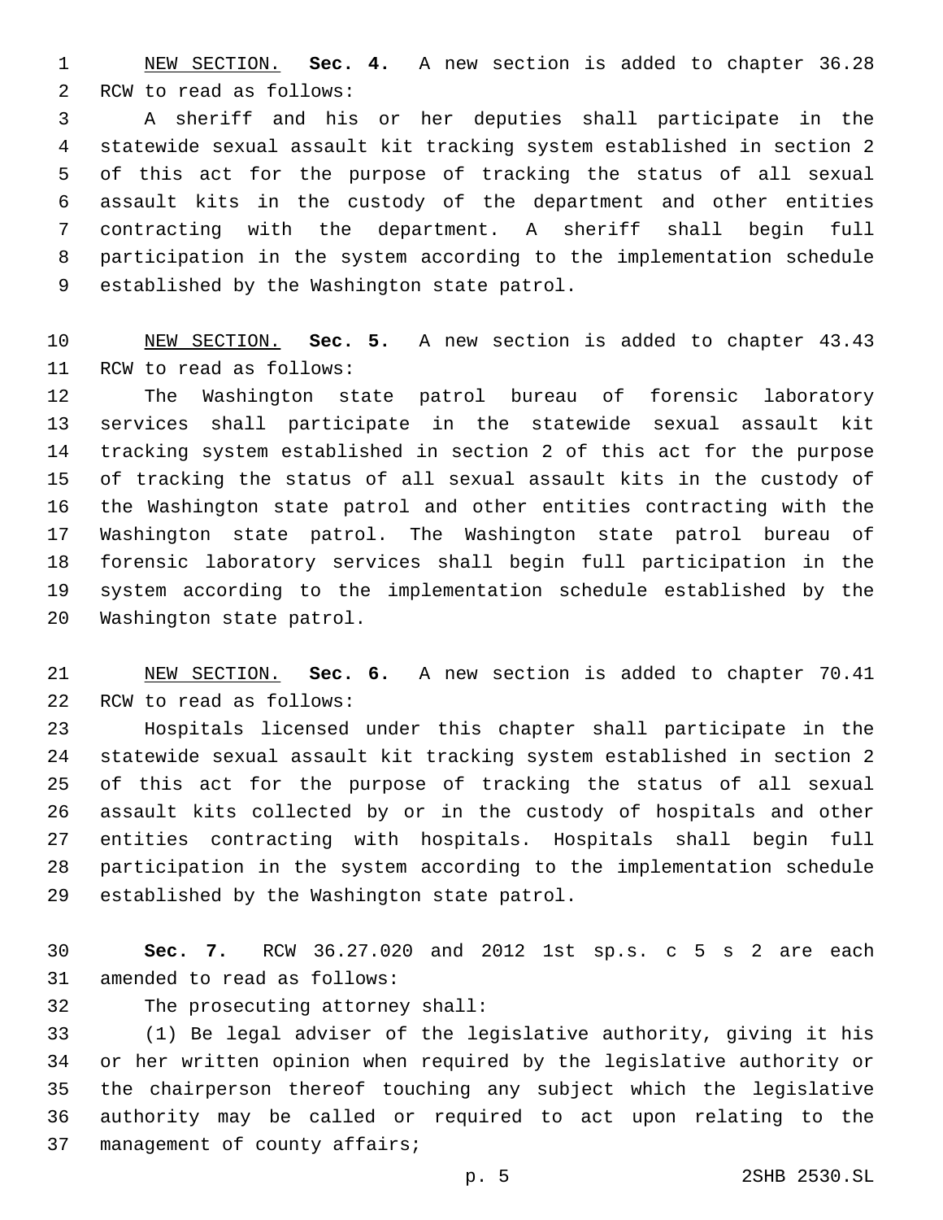NEW SECTION. **Sec. 4.** A new section is added to chapter 36.28 RCW to read as follows:

A sheriff and his or her deputies shall participate in the statewide sexual assault kit tracking system established in section 2 of this act for the purpose of tracking the status of all sexual assault kits in the custody of the department and other entities contracting with the department. A sheriff shall begin full participation in the system according to the implementation schedule established by the Washington state patrol.

NEW SECTION. **Sec. 5.** A new section is added to chapter 43.43 RCW to read as follows:

The Washington state patrol bureau of forensic laboratory services shall participate in the statewide sexual assault kit tracking system established in section 2 of this act for the purpose of tracking the status of all sexual assault kits in the custody of the Washington state patrol and other entities contracting with the Washington state patrol. The Washington state patrol bureau of forensic laboratory services shall begin full participation in the system according to the implementation schedule established by the Washington state patrol.

NEW SECTION. **Sec. 6.** A new section is added to chapter 70.41 RCW to read as follows:

Hospitals licensed under this chapter shall participate in the statewide sexual assault kit tracking system established in section 2 of this act for the purpose of tracking the status of all sexual assault kits collected by or in the custody of hospitals and other entities contracting with hospitals. Hospitals shall begin full participation in the system according to the implementation schedule established by the Washington state patrol.

**Sec. 7.** RCW 36.27.020 and 2012 1st sp.s. c 5 s 2 are each amended to read as follows:

The prosecuting attorney shall:

(1) Be legal adviser of the legislative authority, giving it his or her written opinion when required by the legislative authority or the chairperson thereof touching any subject which the legislative authority may be called or required to act upon relating to the management of county affairs;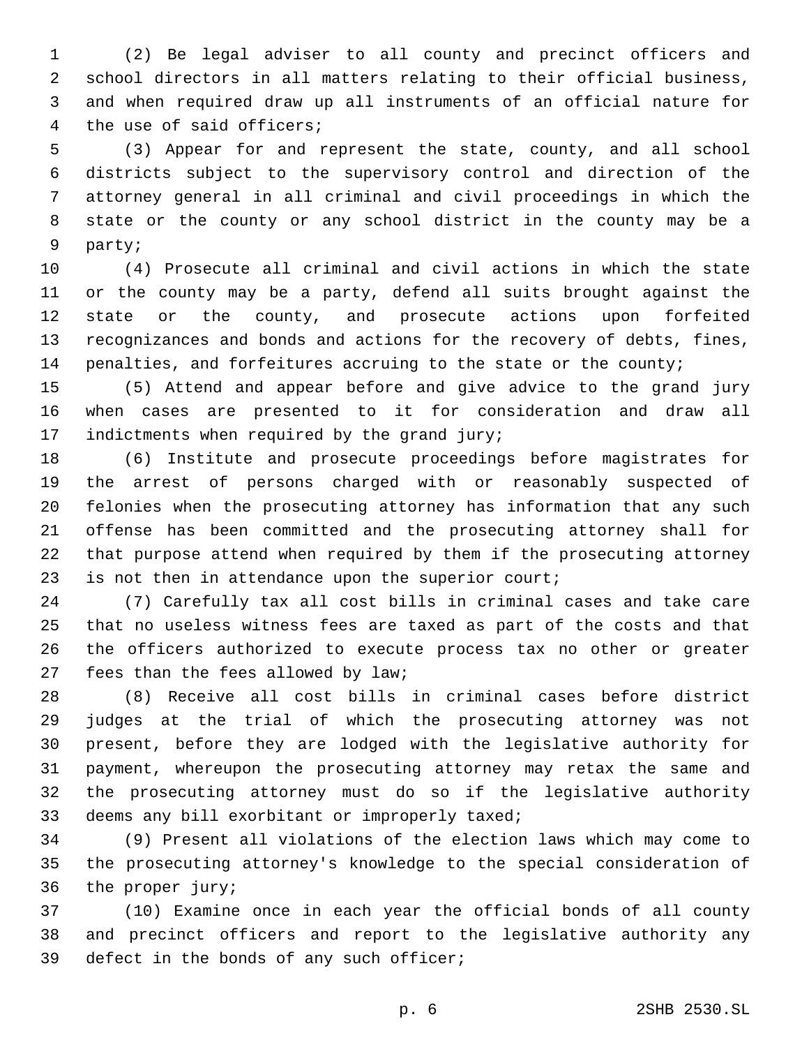(2) Be legal adviser to all county and precinct officers and school directors in all matters relating to their official business, and when required draw up all instruments of an official nature for the use of said officers;

(3) Appear for and represent the state, county, and all school districts subject to the supervisory control and direction of the attorney general in all criminal and civil proceedings in which the state or the county or any school district in the county may be a party;

(4) Prosecute all criminal and civil actions in which the state or the county may be a party, defend all suits brought against the state or the county, and prosecute actions upon forfeited recognizances and bonds and actions for the recovery of debts, fines, penalties, and forfeitures accruing to the state or the county;

(5) Attend and appear before and give advice to the grand jury when cases are presented to it for consideration and draw all indictments when required by the grand jury;

(6) Institute and prosecute proceedings before magistrates for the arrest of persons charged with or reasonably suspected of felonies when the prosecuting attorney has information that any such offense has been committed and the prosecuting attorney shall for that purpose attend when required by them if the prosecuting attorney is not then in attendance upon the superior court;

(7) Carefully tax all cost bills in criminal cases and take care that no useless witness fees are taxed as part of the costs and that the officers authorized to execute process tax no other or greater fees than the fees allowed by law;

(8) Receive all cost bills in criminal cases before district judges at the trial of which the prosecuting attorney was not present, before they are lodged with the legislative authority for payment, whereupon the prosecuting attorney may retax the same and the prosecuting attorney must do so if the legislative authority deems any bill exorbitant or improperly taxed;

(9) Present all violations of the election laws which may come to the prosecuting attorney's knowledge to the special consideration of the proper jury;

(10) Examine once in each year the official bonds of all county and precinct officers and report to the legislative authority any defect in the bonds of any such officer;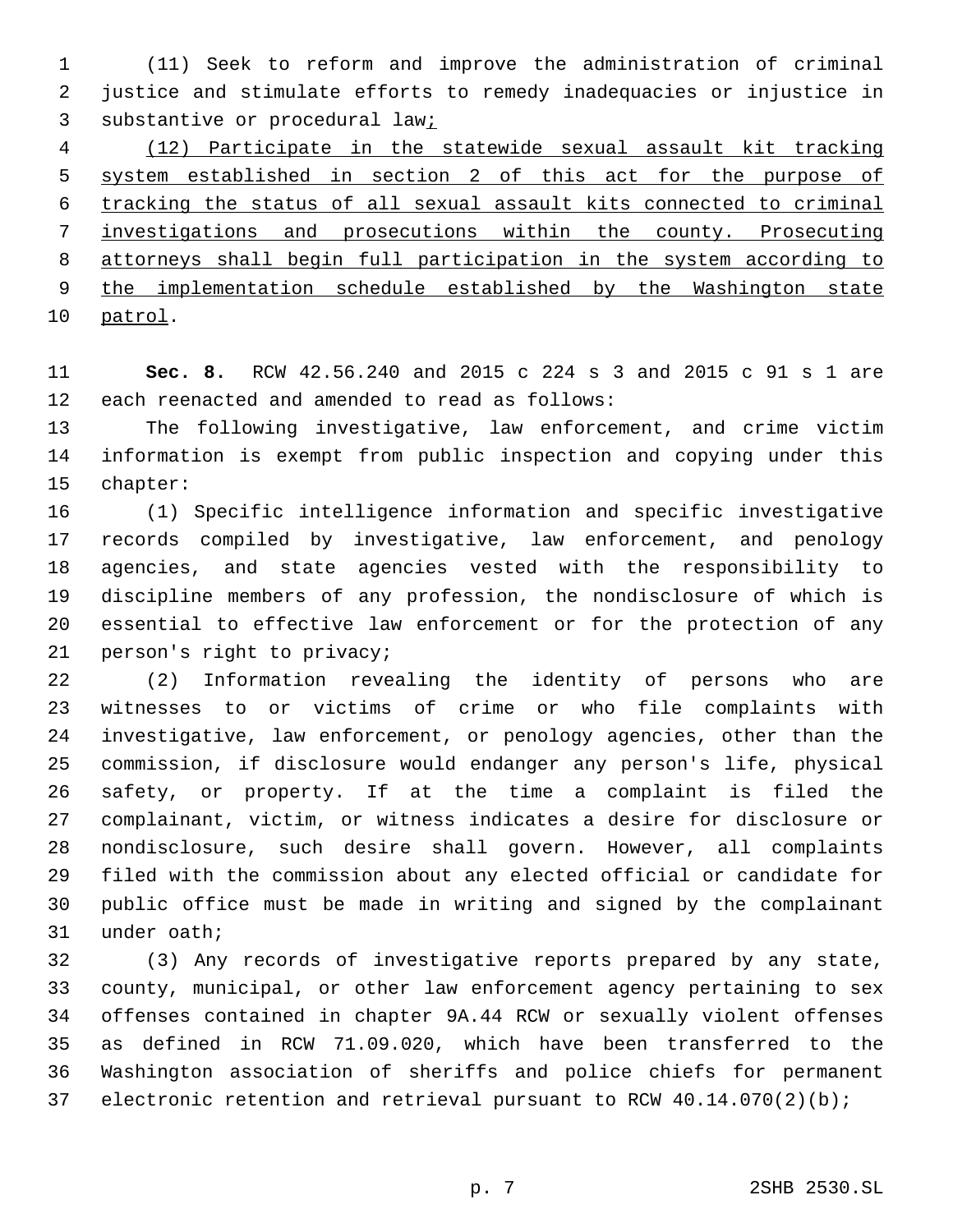(11) Seek to reform and improve the administration of criminal justice and stimulate efforts to remedy inadequacies or injustice in substantive or procedural law;

(12) Participate in the statewide sexual assault kit tracking system established in section 2 of this act for the purpose of tracking the status of all sexual assault kits connected to criminal investigations and prosecutions within the county. Prosecuting attorneys shall begin full participation in the system according to the implementation schedule established by the Washington state patrol.

**Sec. 8.** RCW 42.56.240 and 2015 c 224 s 3 and 2015 c 91 s 1 are each reenacted and amended to read as follows:

The following investigative, law enforcement, and crime victim information is exempt from public inspection and copying under this chapter:

(1) Specific intelligence information and specific investigative records compiled by investigative, law enforcement, and penology agencies, and state agencies vested with the responsibility to discipline members of any profession, the nondisclosure of which is essential to effective law enforcement or for the protection of any person's right to privacy;

(2) Information revealing the identity of persons who are witnesses to or victims of crime or who file complaints with investigative, law enforcement, or penology agencies, other than the commission, if disclosure would endanger any person's life, physical safety, or property. If at the time a complaint is filed the complainant, victim, or witness indicates a desire for disclosure or nondisclosure, such desire shall govern. However, all complaints filed with the commission about any elected official or candidate for public office must be made in writing and signed by the complainant under oath;

(3) Any records of investigative reports prepared by any state, county, municipal, or other law enforcement agency pertaining to sex offenses contained in chapter 9A.44 RCW or sexually violent offenses as defined in RCW 71.09.020, which have been transferred to the Washington association of sheriffs and police chiefs for permanent electronic retention and retrieval pursuant to RCW 40.14.070(2)(b);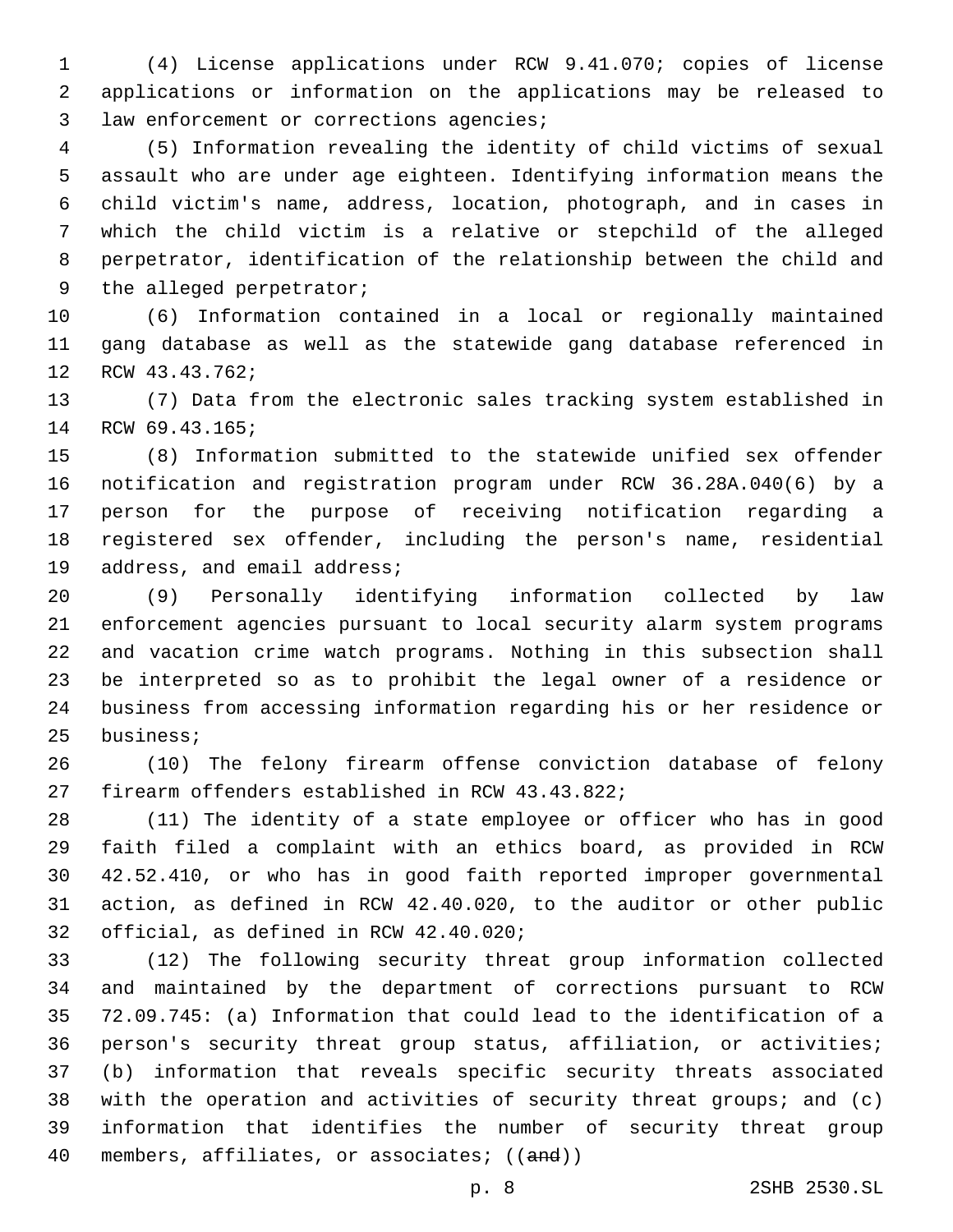(4) License applications under RCW 9.41.070; copies of license applications or information on the applications may be released to law enforcement or corrections agencies;

(5) Information revealing the identity of child victims of sexual assault who are under age eighteen. Identifying information means the child victim's name, address, location, photograph, and in cases in which the child victim is a relative or stepchild of the alleged perpetrator, identification of the relationship between the child and the alleged perpetrator;

(6) Information contained in a local or regionally maintained gang database as well as the statewide gang database referenced in RCW 43.43.762;

(7) Data from the electronic sales tracking system established in RCW 69.43.165;

(8) Information submitted to the statewide unified sex offender notification and registration program under RCW 36.28A.040(6) by a person for the purpose of receiving notification regarding a registered sex offender, including the person's name, residential address, and email address;

(9) Personally identifying information collected by law enforcement agencies pursuant to local security alarm system programs and vacation crime watch programs. Nothing in this subsection shall be interpreted so as to prohibit the legal owner of a residence or business from accessing information regarding his or her residence or business;

(10) The felony firearm offense conviction database of felony firearm offenders established in RCW 43.43.822;

(11) The identity of a state employee or officer who has in good faith filed a complaint with an ethics board, as provided in RCW 42.52.410, or who has in good faith reported improper governmental action, as defined in RCW 42.40.020, to the auditor or other public official, as defined in RCW 42.40.020;

(12) The following security threat group information collected and maintained by the department of corrections pursuant to RCW 72.09.745: (a) Information that could lead to the identification of a person's security threat group status, affiliation, or activities; (b) information that reveals specific security threats associated with the operation and activities of security threat groups; and (c) information that identifies the number of security threat group members, affiliates, or associates; ((~~and~~))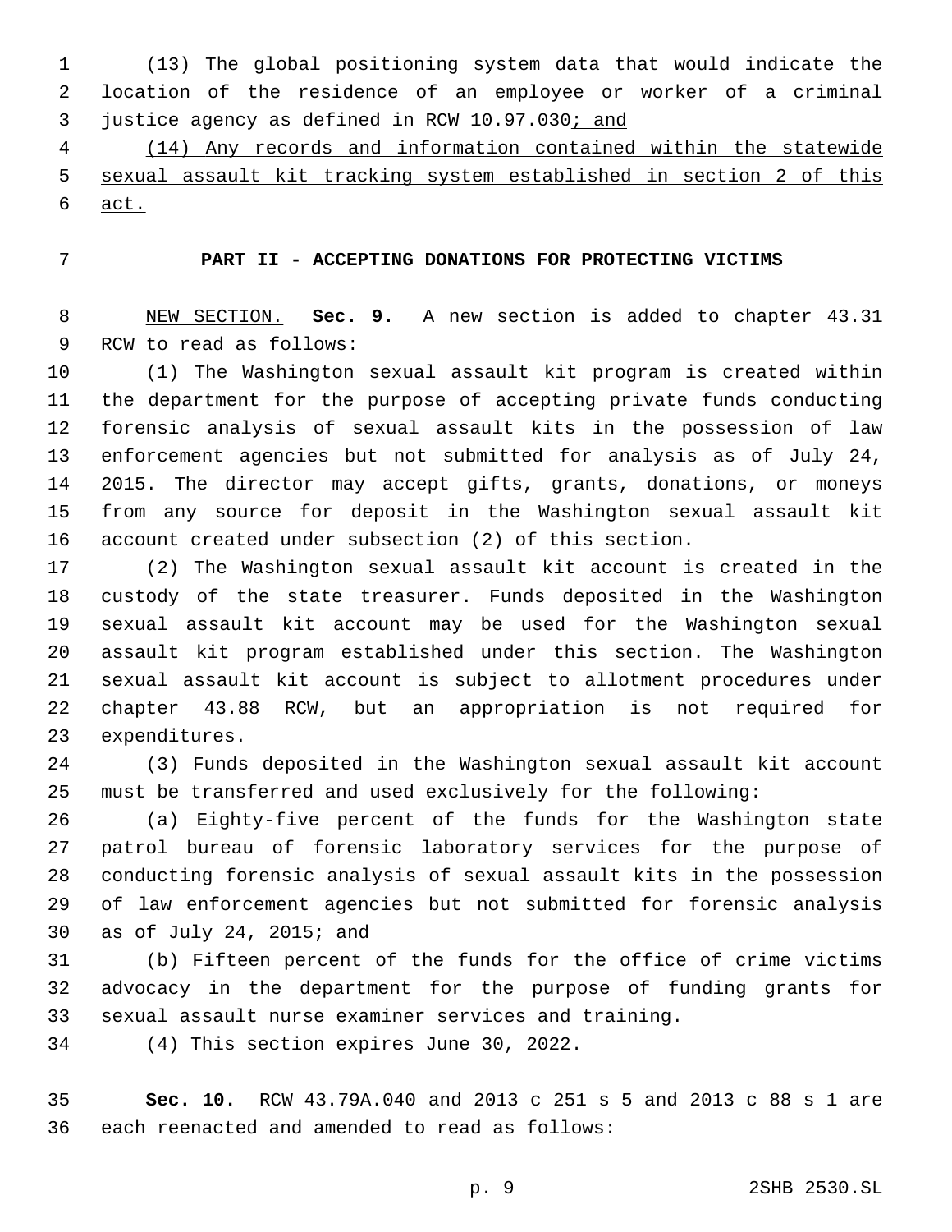(13) The global positioning system data that would indicate the location of the residence of an employee or worker of a criminal justice agency as defined in RCW 10.97.030; and

(14) Any records and information contained within the statewide sexual assault kit tracking system established in section 2 of this act.

## PART II - ACCEPTING DONATIONS FOR PROTECTING VICTIMS

NEW SECTION. **Sec. 9.** A new section is added to chapter 43.31 RCW to read as follows:

(1) The Washington sexual assault kit program is created within the department for the purpose of accepting private funds conducting forensic analysis of sexual assault kits in the possession of law enforcement agencies but not submitted for analysis as of July 24, 2015. The director may accept gifts, grants, donations, or moneys from any source for deposit in the Washington sexual assault kit account created under subsection (2) of this section.

(2) The Washington sexual assault kit account is created in the custody of the state treasurer. Funds deposited in the Washington sexual assault kit account may be used for the Washington sexual assault kit program established under this section. The Washington sexual assault kit account is subject to allotment procedures under chapter 43.88 RCW, but an appropriation is not required for expenditures.

(3) Funds deposited in the Washington sexual assault kit account must be transferred and used exclusively for the following:

(a) Eighty-five percent of the funds for the Washington state patrol bureau of forensic laboratory services for the purpose of conducting forensic analysis of sexual assault kits in the possession of law enforcement agencies but not submitted for forensic analysis as of July 24, 2015; and

(b) Fifteen percent of the funds for the office of crime victims advocacy in the department for the purpose of funding grants for sexual assault nurse examiner services and training.

(4) This section expires June 30, 2022.

**Sec. 10.** RCW 43.79A.040 and 2013 c 251 s 5 and 2013 c 88 s 1 are each reenacted and amended to read as follows: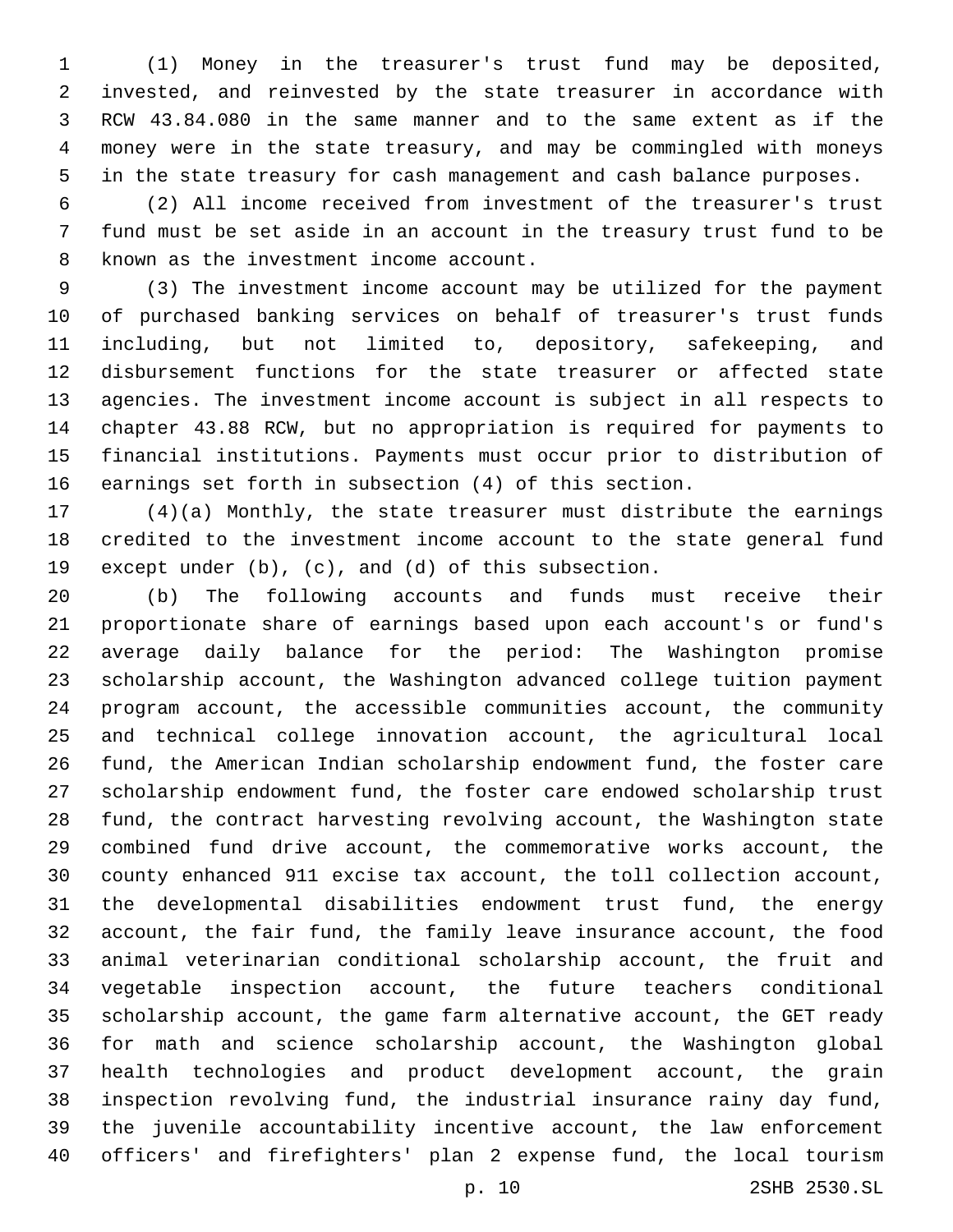(1) Money in the treasurer's trust fund may be deposited, invested, and reinvested by the state treasurer in accordance with RCW 43.84.080 in the same manner and to the same extent as if the money were in the state treasury, and may be commingled with moneys in the state treasury for cash management and cash balance purposes.

(2) All income received from investment of the treasurer's trust fund must be set aside in an account in the treasury trust fund to be known as the investment income account.

(3) The investment income account may be utilized for the payment of purchased banking services on behalf of treasurer's trust funds including, but not limited to, depository, safekeeping, and disbursement functions for the state treasurer or affected state agencies. The investment income account is subject in all respects to chapter 43.88 RCW, but no appropriation is required for payments to financial institutions. Payments must occur prior to distribution of earnings set forth in subsection (4) of this section.

(4)(a) Monthly, the state treasurer must distribute the earnings credited to the investment income account to the state general fund except under (b), (c), and (d) of this subsection.

(b) The following accounts and funds must receive their proportionate share of earnings based upon each account's or fund's average daily balance for the period: The Washington promise scholarship account, the Washington advanced college tuition payment program account, the accessible communities account, the community and technical college innovation account, the agricultural local fund, the American Indian scholarship endowment fund, the foster care scholarship endowment fund, the foster care endowed scholarship trust fund, the contract harvesting revolving account, the Washington state combined fund drive account, the commemorative works account, the county enhanced 911 excise tax account, the toll collection account, the developmental disabilities endowment trust fund, the energy account, the fair fund, the family leave insurance account, the food animal veterinarian conditional scholarship account, the fruit and vegetable inspection account, the future teachers conditional scholarship account, the game farm alternative account, the GET ready for math and science scholarship account, the Washington global health technologies and product development account, the grain inspection revolving fund, the industrial insurance rainy day fund, the juvenile accountability incentive account, the law enforcement officers' and firefighters' plan 2 expense fund, the local tourism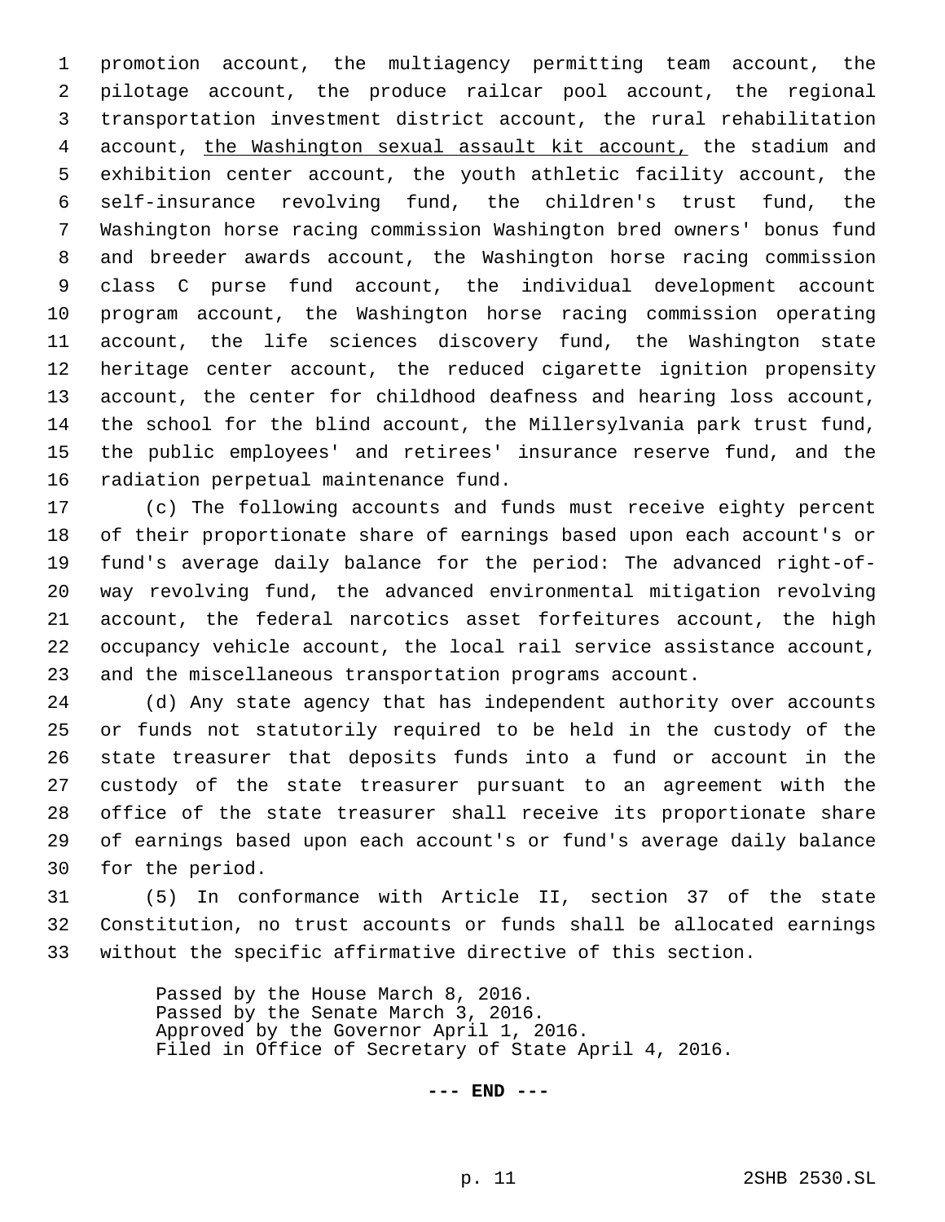promotion account, the multiagency permitting team account, the pilotage account, the produce railcar pool account, the regional transportation investment district account, the rural rehabilitation account, the Washington sexual assault kit account, the stadium and exhibition center account, the youth athletic facility account, the self-insurance revolving fund, the children's trust fund, the Washington horse racing commission Washington bred owners' bonus fund and breeder awards account, the Washington horse racing commission class C purse fund account, the individual development account program account, the Washington horse racing commission operating account, the life sciences discovery fund, the Washington state heritage center account, the reduced cigarette ignition propensity account, the center for childhood deafness and hearing loss account, the school for the blind account, the Millersylvania park trust fund, the public employees' and retirees' insurance reserve fund, and the radiation perpetual maintenance fund.

(c) The following accounts and funds must receive eighty percent of their proportionate share of earnings based upon each account's or fund's average daily balance for the period: The advanced right-of-way revolving fund, the advanced environmental mitigation revolving account, the federal narcotics asset forfeitures account, the high occupancy vehicle account, the local rail service assistance account, and the miscellaneous transportation programs account.

(d) Any state agency that has independent authority over accounts or funds not statutorily required to be held in the custody of the state treasurer that deposits funds into a fund or account in the custody of the state treasurer pursuant to an agreement with the office of the state treasurer shall receive its proportionate share of earnings based upon each account's or fund's average daily balance for the period.

(5) In conformance with Article II, section 37 of the state Constitution, no trust accounts or funds shall be allocated earnings without the specific affirmative directive of this section.

Passed by the House March 8, 2016.
Passed by the Senate March 3, 2016.
Approved by the Governor April 1, 2016.
Filed in Office of Secretary of State April 4, 2016.

**--- END ---**